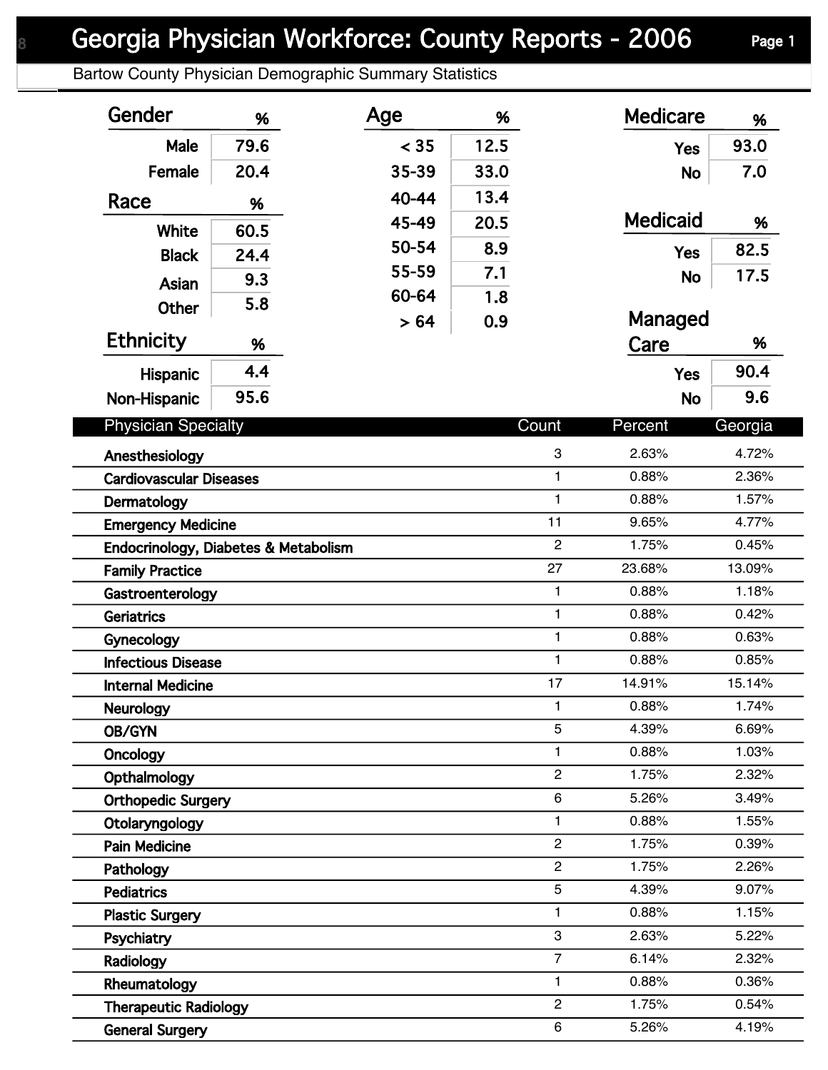# Georgia Physician Workforce: County Reports - 2006

Bartow County Physician Demographic Summary Statistics

| Gender | % |
|---|---|
| Male | 79.6 |
| Female | 20.4 |

| Race | % |
|---|---|
| White | 60.5 |
| Black | 24.4 |
| Asian | 9.3 |
| Other | 5.8 |

| Ethnicity | % |
|---|---|
| Hispanic | 4.4 |
| Non-Hispanic | 95.6 |

| Age | % |
|---|---|
| < 35 | 12.5 |
| 35-39 | 33.0 |
| 40-44 | 13.4 |
| 45-49 | 20.5 |
| 50-54 | 8.9 |
| 55-59 | 7.1 |
| 60-64 | 1.8 |
| > 64 | 0.9 |

| Medicare | % |
|---|---|
| Yes | 93.0 |
| No | 7.0 |

| Medicaid | % |
|---|---|
| Yes | 82.5 |
| No | 17.5 |

| Managed Care | % |
|---|---|
| Yes | 90.4 |
| No | 9.6 |

| Physician Specialty | Count | Percent | Georgia |
|---|---|---|---|
| Anesthesiology | 3 | 2.63% | 4.72% |
| Cardiovascular Diseases | 1 | 0.88% | 2.36% |
| Dermatology | 1 | 0.88% | 1.57% |
| Emergency Medicine | 11 | 9.65% | 4.77% |
| Endocrinology, Diabetes & Metabolism | 2 | 1.75% | 0.45% |
| Family Practice | 27 | 23.68% | 13.09% |
| Gastroenterology | 1 | 0.88% | 1.18% |
| Geriatrics | 1 | 0.88% | 0.42% |
| Gynecology | 1 | 0.88% | 0.63% |
| Infectious Disease | 1 | 0.88% | 0.85% |
| Internal Medicine | 17 | 14.91% | 15.14% |
| Neurology | 1 | 0.88% | 1.74% |
| OB/GYN | 5 | 4.39% | 6.69% |
| Oncology | 1 | 0.88% | 1.03% |
| Opthalmology | 2 | 1.75% | 2.32% |
| Orthopedic Surgery | 6 | 5.26% | 3.49% |
| Otolaryngology | 1 | 0.88% | 1.55% |
| Pain Medicine | 2 | 1.75% | 0.39% |
| Pathology | 2 | 1.75% | 2.26% |
| Pediatrics | 5 | 4.39% | 9.07% |
| Plastic Surgery | 1 | 0.88% | 1.15% |
| Psychiatry | 3 | 2.63% | 5.22% |
| Radiology | 7 | 6.14% | 2.32% |
| Rheumatology | 1 | 0.88% | 0.36% |
| Therapeutic Radiology | 2 | 1.75% | 0.54% |
| General Surgery | 6 | 5.26% | 4.19% |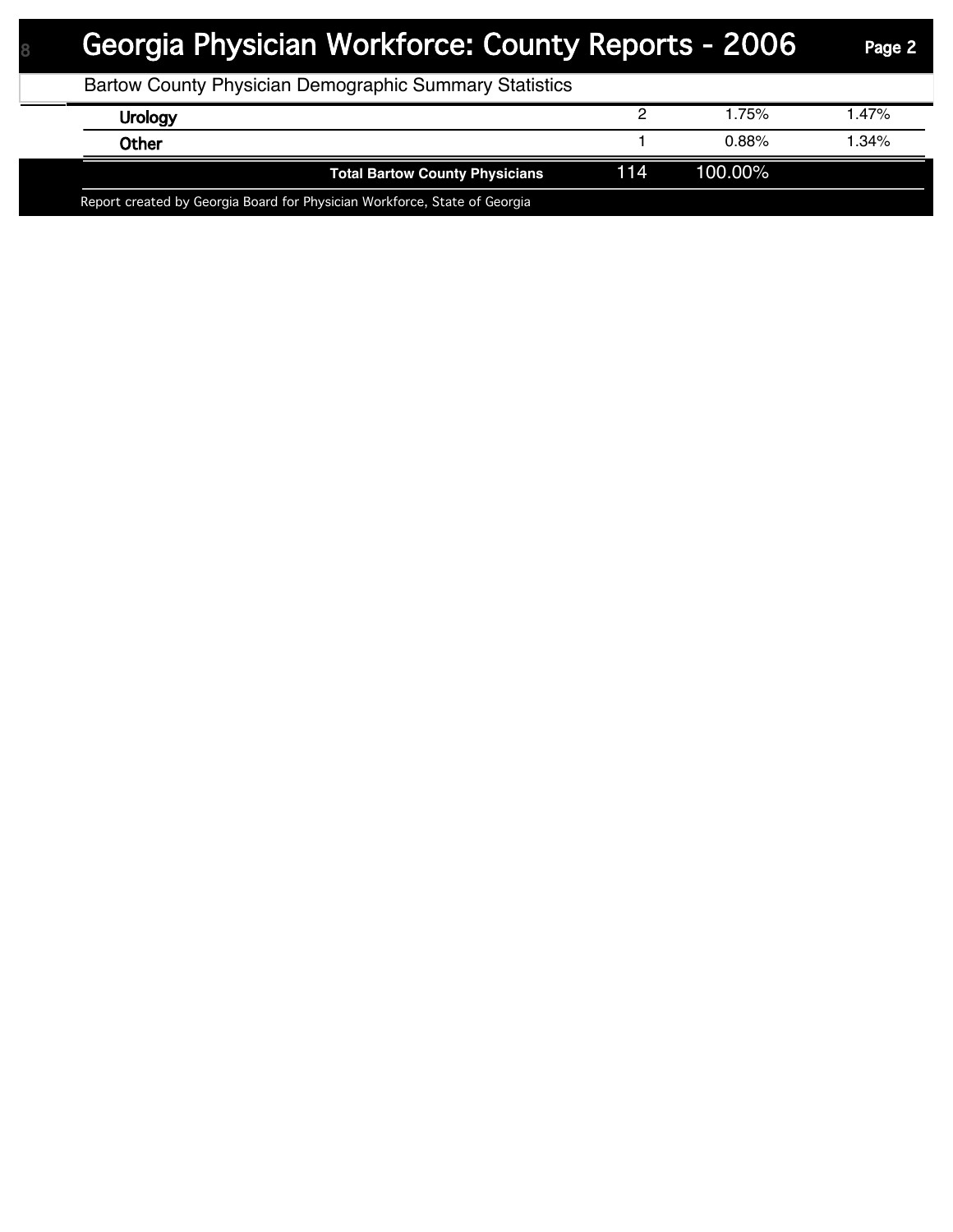Bartow County Physician Demographic Summary Statistics

| | | | |
|---|---|---|---|
| **Urology** | 2 | 1.75% | 1.47% |
| **Other** | 1 | 0.88% | 1.34% |
| **Total Bartow County Physicians** | 114 | 100.00% | |

Report created by Georgia Board for Physician Workforce, State of Georgia